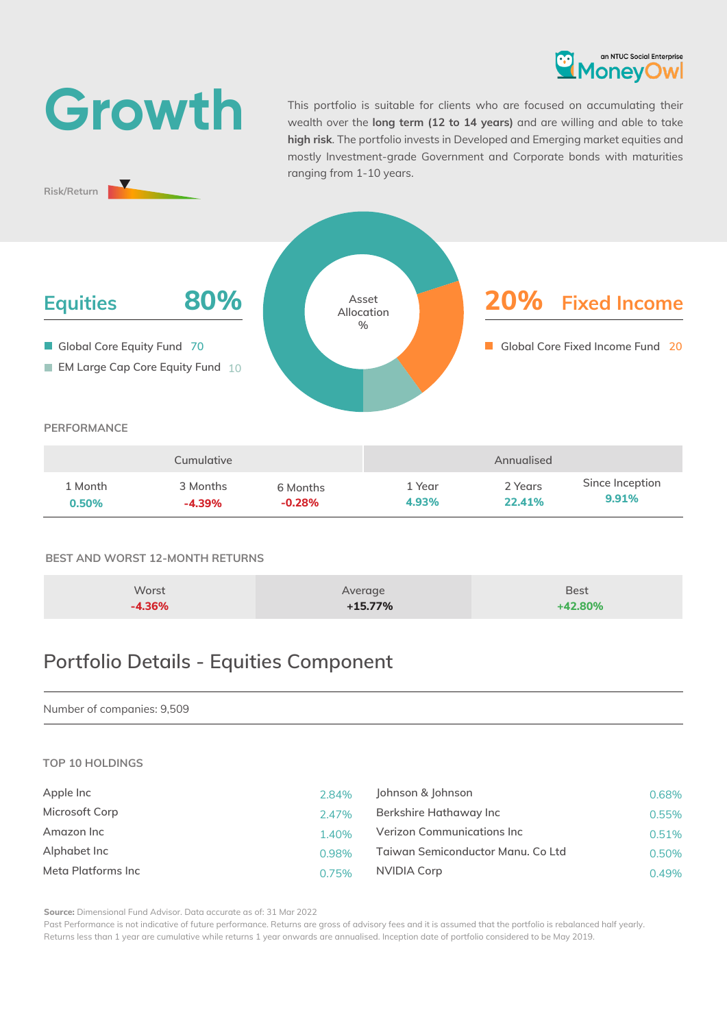an NTUC Social Enterprise MoneyOwl

# Growth

This portfolio is suitable for clients who are focused on accumulating their wealth over the **long term (12 to 14 years)** and are willing and able to take **high risk**. The portfolio invests in Developed and Emerging market equities and mostly Investment-grade Government and Corporate bonds with maturities ranging from 1-10 years.

Risk/Return

Asset Allocation %

## Equities 80%

- Global Core Equity Fund 70
- EM Large Cap Core Equity Fund 10

## 20% Fixed Income

- Global Core Fixed Income Fund 20

### PERFORMANCE

| Cumulative | | | Annualised | | |
|---|---|---|---|---|---|
| 1 Month | 3 Months | 6 Months | 1 Year | 2 Years | Since Inception |
| 0.50% | -4.39% | -0.28% | 4.93% | 22.41% | 9.91% |

### BEST AND WORST 12-MONTH RETURNS

| Worst | Average | Best |
|---|---|---|
| -4.36% | +15.77% | +42.80% |

## Portfolio Details - Equities Component

Number of companies: 9,509

### TOP 10 HOLDINGS

| | | | |
|---|---|---|---|
| Apple Inc | 2.84% | Johnson & Johnson | 0.68% |
| Microsoft Corp | 2.47% | Berkshire Hathaway Inc | 0.55% |
| Amazon Inc | 1.40% | Verizon Communications Inc | 0.51% |
| Alphabet Inc | 0.98% | Taiwan Semiconductor Manu. Co Ltd | 0.50% |
| Meta Platforms Inc | 0.75% | NVIDIA Corp | 0.49% |

**Source:** Dimensional Fund Advisor. Data accurate as of: 31 Mar 2022

Past Performance is not indicative of future performance. Returns are gross of advisory fees and it is assumed that the portfolio is rebalanced half yearly. Returns less than 1 year are cumulative while returns 1 year onwards are annualised. Inception date of portfolio considered to be May 2019.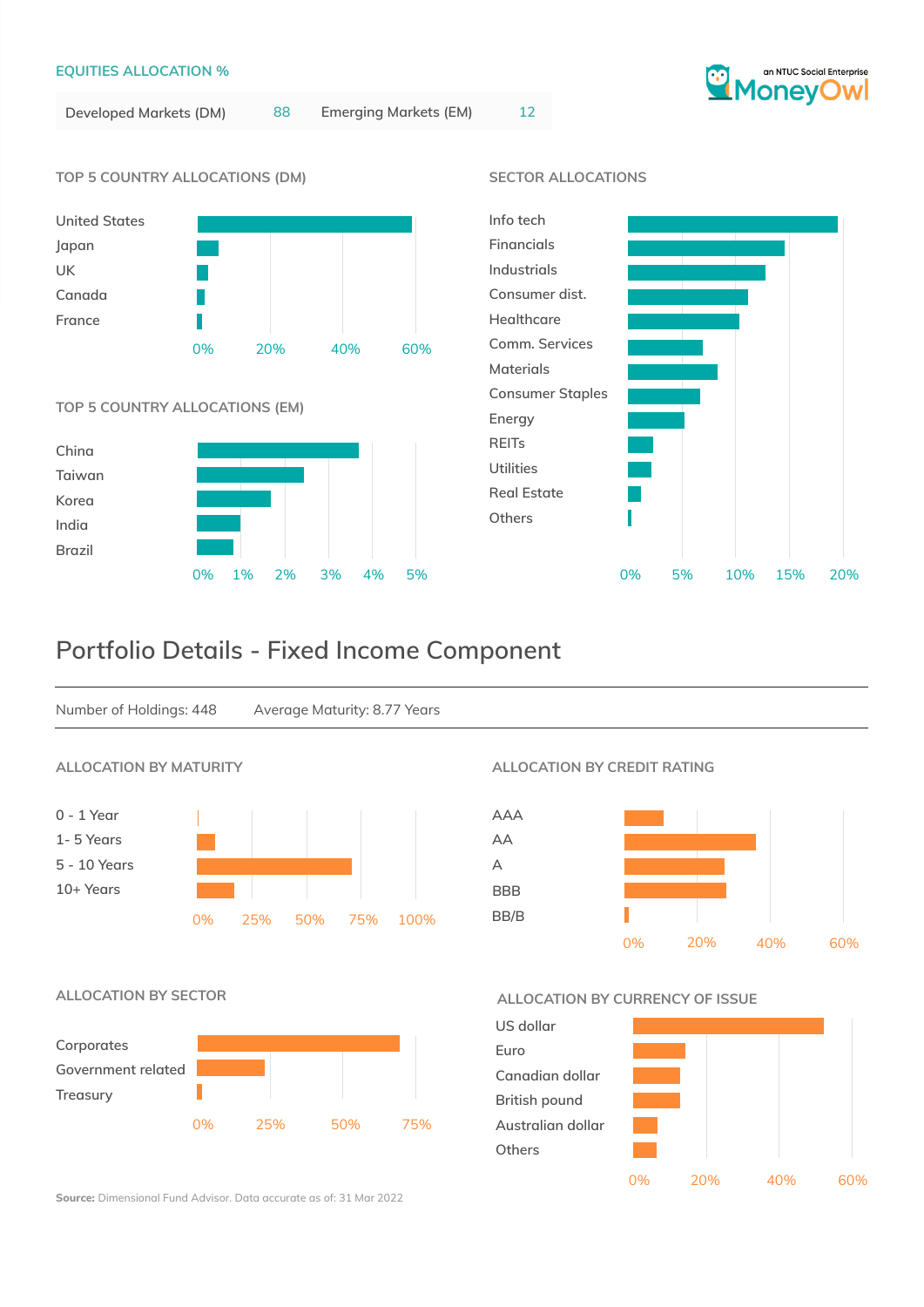EQUITIES ALLOCATION %

| | | | |
|---|---|---|---|
| Developed Markets (DM) | 88 | Emerging Markets (EM) | 12 |

TOP 5 COUNTRY ALLOCATIONS (DM)

United States
Japan
UK
Canada
France

0% 20% 40% 60%

TOP 5 COUNTRY ALLOCATIONS (EM)

China
Taiwan
Korea
India
Brazil

0% 1% 2% 3% 4% 5%

SECTOR ALLOCATIONS

Info tech
Financials
Industrials
Consumer dist.
Healthcare
Comm. Services
Materials
Consumer Staples
Energy
REITs
Utilities
Real Estate
Others

0% 5% 10% 15% 20%

## Portfolio Details - Fixed Income Component

Number of Holdings: 448    Average Maturity: 8.77 Years

ALLOCATION BY MATURITY

0 - 1 Year
1- 5 Years
5 - 10 Years
10+ Years

0% 25% 50% 75% 100%

ALLOCATION BY CREDIT RATING

AAA
AA
A
BBB
BB/B

0% 20% 40% 60%

ALLOCATION BY SECTOR

Corporates
Government related
Treasury

0% 25% 50% 75%

ALLOCATION BY CURRENCY OF ISSUE

US dollar
Euro
Canadian dollar
British pound
Australian dollar
Others

0% 20% 40% 60%

**Source:** Dimensional Fund Advisor. Data accurate as of: 31 Mar 2022